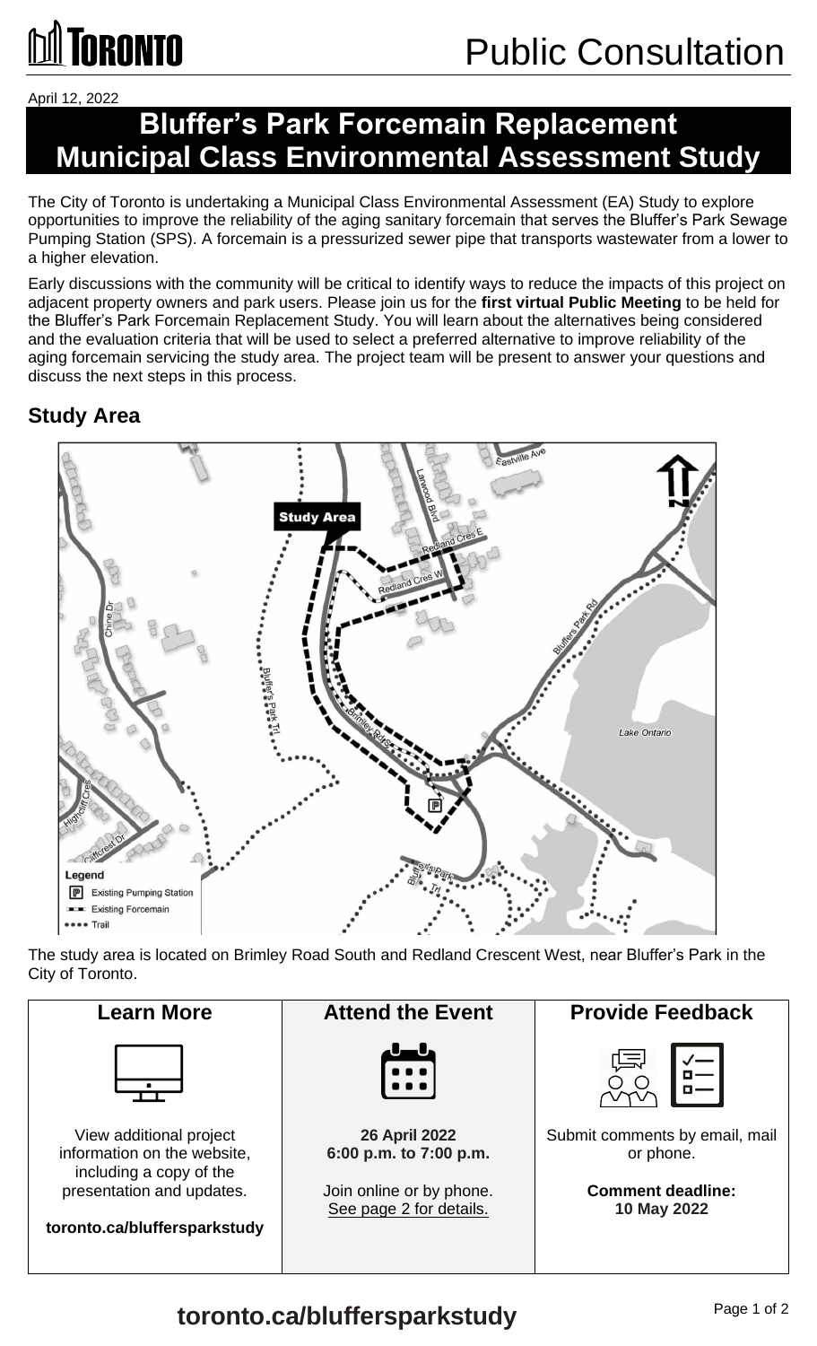# Public Consultation

April 12, 2022

# Bluffer's Park Forcemain Replacement Municipal Class Environmental Assessment Study

The City of Toronto is undertaking a Municipal Class Environmental Assessment (EA) Study to explore opportunities to improve the reliability of the aging sanitary forcemain that serves the Bluffer's Park Sewage Pumping Station (SPS). A forcemain is a pressurized sewer pipe that transports wastewater from a lower to a higher elevation.

Early discussions with the community will be critical to identify ways to reduce the impacts of this project on adjacent property owners and park users. Please join us for the **first virtual Public Meeting** to be held for the Bluffer's Park Forcemain Replacement Study. You will learn about the alternatives being considered and the evaluation criteria that will be used to select a preferred alternative to improve reliability of the aging forcemain servicing the study area. The project team will be present to answer your questions and discuss the next steps in this process.

## Study Area

The study area is located on Brimley Road South and Redland Crescent West, near Bluffer's Park in the City of Toronto.

### Learn More

View additional project information on the website, including a copy of the presentation and updates.

**toronto.ca/bluffersparkstudy**

### Attend the Event

**26 April 2022**
**6:00 p.m. to 7:00 p.m.**

Join online or by phone.
See page 2 for details.

### Provide Feedback

Submit comments by email, mail or phone.

**Comment deadline:**
**10 May 2022**

**toronto.ca/bluffersparkstudy**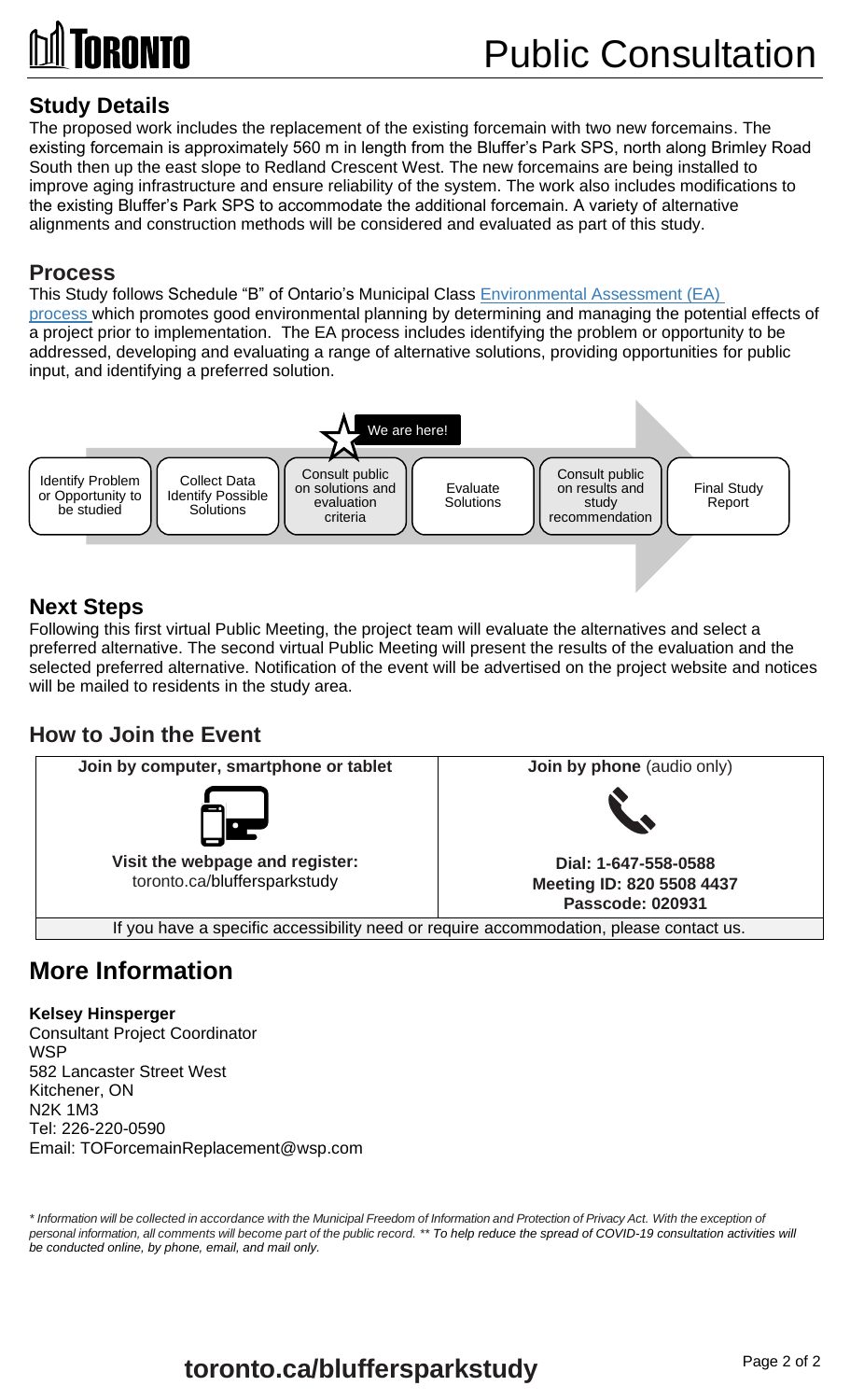# Public Consultation

## Study Details

The proposed work includes the replacement of the existing forcemain with two new forcemains. The existing forcemain is approximately 560 m in length from the Bluffer's Park SPS, north along Brimley Road South then up the east slope to Redland Crescent West. The new forcemains are being installed to improve aging infrastructure and ensure reliability of the system. The work also includes modifications to the existing Bluffer's Park SPS to accommodate the additional forcemain. A variety of alternative alignments and construction methods will be considered and evaluated as part of this study.

## Process

This Study follows Schedule "B" of Ontario's Municipal Class Environmental Assessment (EA) process which promotes good environmental planning by determining and managing the potential effects of a project prior to implementation. The EA process includes identifying the problem or opportunity to be addressed, developing and evaluating a range of alternative solutions, providing opportunities for public input, and identifying a preferred solution.

We are here!

Identify Problem or Opportunity to be studied

Collect Data Identify Possible Solutions

Consult public on solutions and evaluation criteria

Evaluate Solutions

Consult public on results and study recommendation

Final Study Report

## Next Steps

Following this first virtual Public Meeting, the project team will evaluate the alternatives and select a preferred alternative. The second virtual Public Meeting will present the results of the evaluation and the selected preferred alternative. Notification of the event will be advertised on the project website and notices will be mailed to residents in the study area.

## How to Join the Event

| **Join by computer, smartphone or tablet** | **Join by phone** (audio only) |
|---|---|
| **Visit the webpage and register:** toronto.ca/bluffersparkstudy | **Dial: 1-647-558-0588** **Meeting ID: 820 5508 4437** **Passcode: 020931** |
| If you have a specific accessibility need or require accommodation, please contact us. | |

# More Information

**Kelsey Hinsperger**
Consultant Project Coordinator
WSP
582 Lancaster Street West
Kitchener, ON
N2K 1M3
Tel: 226-220-0590
Email: TOForcemainReplacement@wsp.com

*\* Information will be collected in accordance with the Municipal Freedom of Information and Protection of Privacy Act. With the exception of personal information, all comments will become part of the public record. \*\* To help reduce the spread of COVID-19 consultation activities will be conducted online, by phone, email, and mail only.*

## toronto.ca/bluffersparkstudy